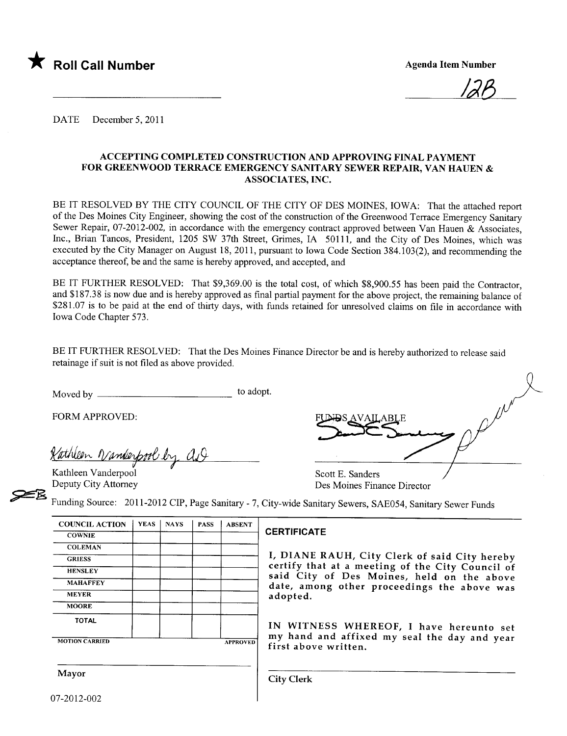★ **Roll Call Number**

**Agenda Item Number**

12B

DATE December 5, 2011

**ACCEPTING COMPLETED CONSTRUCTION AND APPROVING FINAL PAYMENT FOR GREENWOOD TERRACE EMERGENCY SANITARY SEWER REPAIR, VAN HAUEN & ASSOCIATES, INC.**

BE IT RESOLVED BY THE CITY COUNCIL OF THE CITY OF DES MOINES, IOWA: That the attached report of the Des Moines City Engineer, showing the cost of the construction of the Greenwood Terrace Emergency Sanitary Sewer Repair, 07-2012-002, in accordance with the emergency contract approved between Van Hauen & Associates, Inc., Brian Tancos, President, 1205 SW 37th Street, Grimes, IA 50111, and the City of Des Moines, which was executed by the City Manager on August 18, 2011, pursuant to Iowa Code Section 384.103(2), and recommending the acceptance thereof, be and the same is hereby approved, and accepted, and

BE IT FURTHER RESOLVED: That $9,369.00 is the total cost, of which $8,900.55 has been paid the Contractor, and $187.38 is now due and is hereby approved as final partial payment for the above project, the remaining balance of $281.07 is to be paid at the end of thirty days, with funds retained for unresolved claims on file in accordance with Iowa Code Chapter 573.

BE IT FURTHER RESOLVED: That the Des Moines Finance Director be and is hereby authorized to release said retainage if suit is not filed as above provided.

Moved by ______________________ to adopt.

FORM APPROVED:

Kathleen Vanderpool by AD

Kathleen Vanderpool
Deputy City Attorney

FUNDS AVAILABLE

Scott E. Sanders
Des Moines Finance Director

Funding Source: 2011-2012 CIP, Page Sanitary - 7, City-wide Sanitary Sewers, SAE054, Sanitary Sewer Funds

| COUNCIL ACTION | YEAS | NAYS | PASS | ABSENT |
|---|---|---|---|---|
| COWNIE | | | | |
| COLEMAN | | | | |
| GRIESS | | | | |
| HENSLEY | | | | |
| MAHAFFEY | | | | |
| MEYER | | | | |
| MOORE | | | | |
| TOTAL | | | | |
| MOTION CARRIED | | | | APPROVED |

Mayor

**CERTIFICATE**

I, DIANE RAUH, City Clerk of said City hereby certify that at a meeting of the City Council of said City of Des Moines, held on the above date, among other proceedings the above was adopted.

IN WITNESS WHEREOF, I have hereunto set my hand and affixed my seal the day and year first above written.

City Clerk

07-2012-002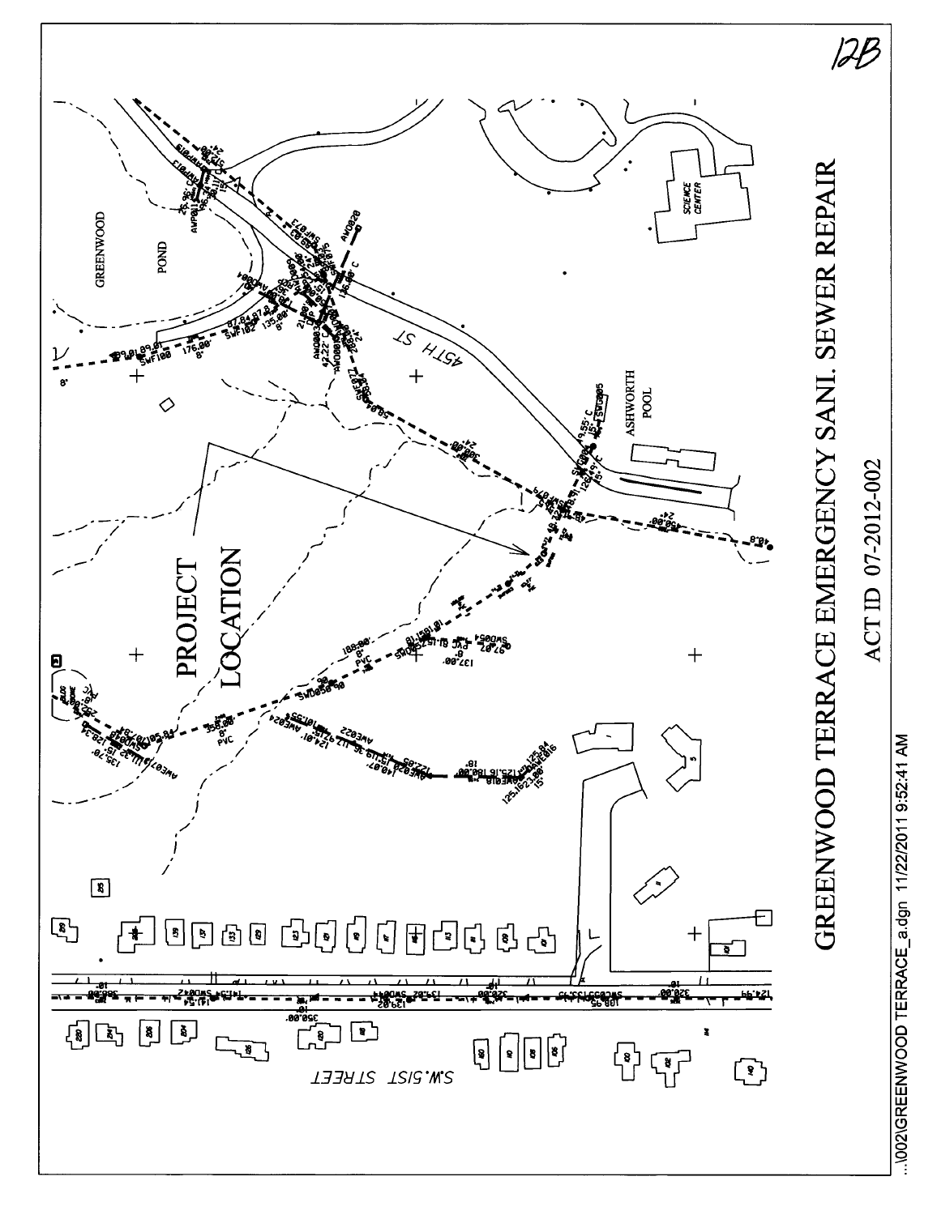12B

GREENWOOD

POND

PROJECT LOCATION

45TH ST

ASHWORTH POOL

SCIENCE CENTER

S.W. 51ST STREET

# GREENWOOD TERRACE EMERGENCY SANI. SEWER REPAIR

## ACT ID 07-2012-002

...\002\GREENWOOD TERRACE_a.dgn 11/22/2011 9:52:41 AM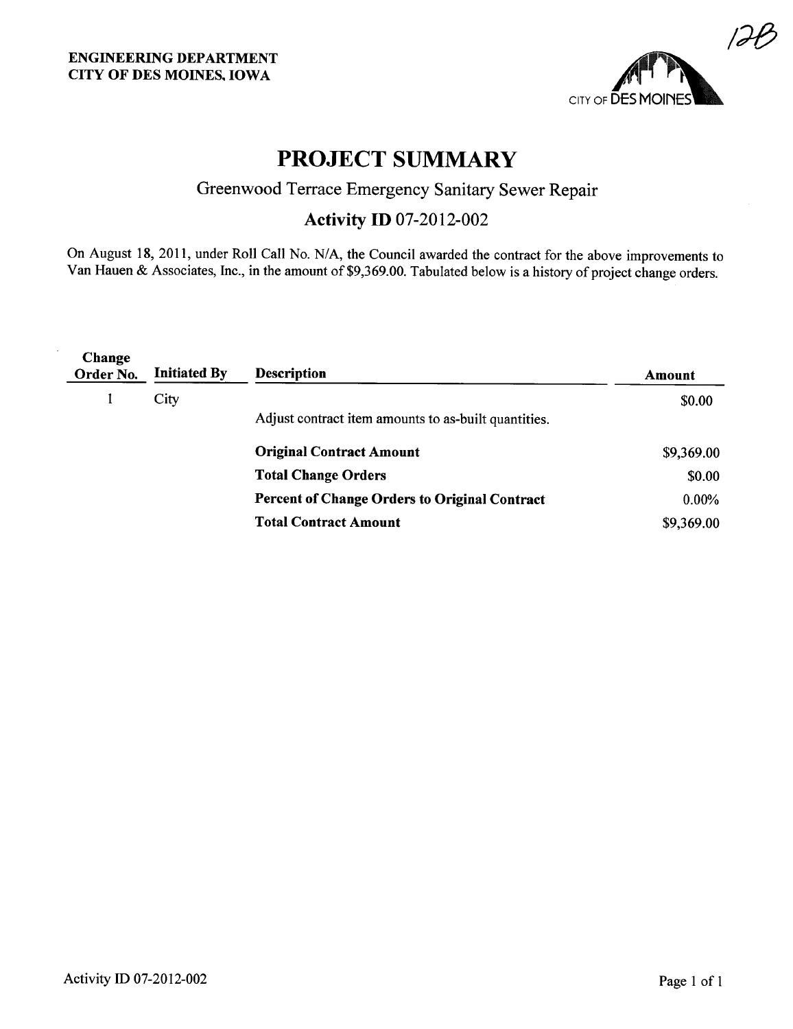12B

**ENGINEERING DEPARTMENT**
**CITY OF DES MOINES, IOWA**

CITY OF DES MOINES

# PROJECT SUMMARY

## Greenwood Terrace Emergency Sanitary Sewer Repair

### Activity ID 07-2012-002

On August 18, 2011, under Roll Call No. N/A, the Council awarded the contract for the above improvements to Van Hauen & Associates, Inc., in the amount of $9,369.00. Tabulated below is a history of project change orders.

| Change Order No. | Initiated By | Description | Amount |
|---|---|---|---|
| 1 | City | Adjust contract item amounts to as-built quantities. | $0.00 |
| | | **Original Contract Amount** | $9,369.00 |
| | | **Total Change Orders** | $0.00 |
| | | **Percent of Change Orders to Original Contract** | 0.00% |
| | | **Total Contract Amount** | $9,369.00 |

Activity ID 07-2012-002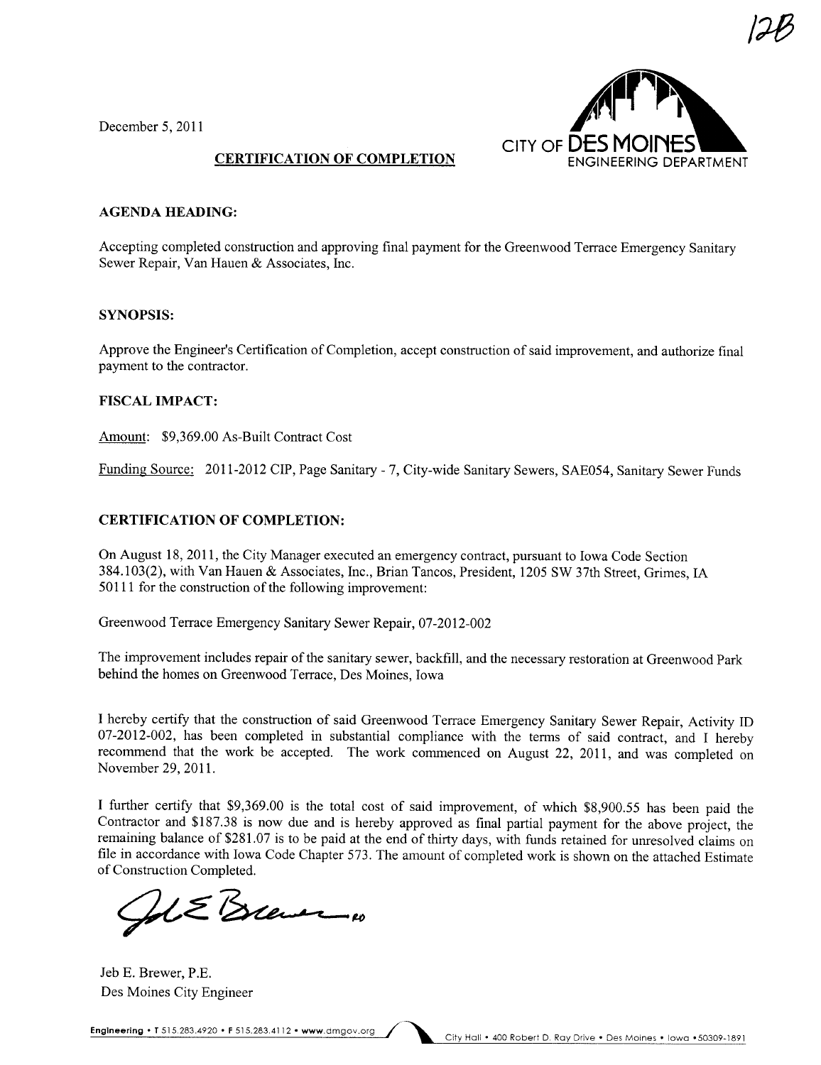12B

December 5, 2011

CITY OF DES MOINES
ENGINEERING DEPARTMENT

**CERTIFICATION OF COMPLETION**

**AGENDA HEADING:**

Accepting completed construction and approving final payment for the Greenwood Terrace Emergency Sanitary Sewer Repair, Van Hauen & Associates, Inc.

**SYNOPSIS:**

Approve the Engineer's Certification of Completion, accept construction of said improvement, and authorize final payment to the contractor.

**FISCAL IMPACT:**

Amount: $9,369.00 As-Built Contract Cost

Funding Source: 2011-2012 CIP, Page Sanitary - 7, City-wide Sanitary Sewers, SAE054, Sanitary Sewer Funds

**CERTIFICATION OF COMPLETION:**

On August 18, 2011, the City Manager executed an emergency contract, pursuant to Iowa Code Section 384.103(2), with Van Hauen & Associates, Inc., Brian Tancos, President, 1205 SW 37th Street, Grimes, IA 50111 for the construction of the following improvement:

Greenwood Terrace Emergency Sanitary Sewer Repair, 07-2012-002

The improvement includes repair of the sanitary sewer, backfill, and the necessary restoration at Greenwood Park behind the homes on Greenwood Terrace, Des Moines, Iowa

I hereby certify that the construction of said Greenwood Terrace Emergency Sanitary Sewer Repair, Activity ID 07-2012-002, has been completed in substantial compliance with the terms of said contract, and I hereby recommend that the work be accepted. The work commenced on August 22, 2011, and was completed on November 29, 2011.

I further certify that $9,369.00 is the total cost of said improvement, of which $8,900.55 has been paid the Contractor and $187.38 is now due and is hereby approved as final partial payment for the above project, the remaining balance of $281.07 is to be paid at the end of thirty days, with funds retained for unresolved claims on file in accordance with Iowa Code Chapter 573. The amount of completed work is shown on the attached Estimate of Construction Completed.

Jeb E. Brewer, P.E.
Des Moines City Engineer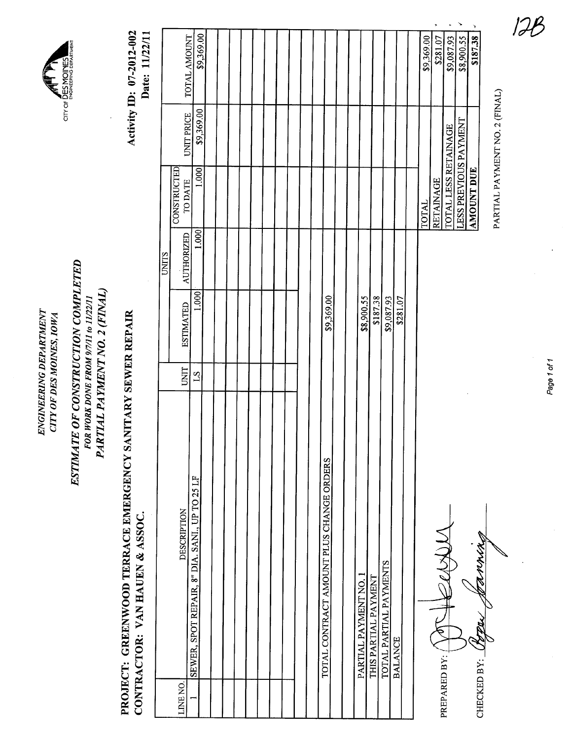12B

CITY OF DES MOINES ENGINEERING DEPARTMENT

*ENGINEERING DEPARTMENT*
*CITY OF DES MOINES, IOWA*

## *ESTIMATE OF CONSTRUCTION COMPLETED*

*FOR WORK DONE FROM 9/7/11 to 11/22/11*

*PARTIAL PAYMENT NO. 2 (FINAL)*

**PROJECT: GREENWOOD TERRACE EMERGENCY SANITARY SEWER REPAIR**
**CONTRACTOR: VAN HAUEN & ASSOC.**

**Activity ID: 07-2012-002**
**Date: 11/22/11**

| LINE NO. | DESCRIPTION | UNIT | UNITS ESTIMATED | UNITS AUTHORIZED | UNITS CONSTRUCTED TO DATE | UNIT PRICE | TOTAL AMOUNT |
|---|---|---|---|---|---|---|---|
| 1 | SEWER, SPOT REPAIR, 8" DIA. SANI., UP TO 25 LF | LS | 1.000 | 1.000 | 1.000 | $9,369.00 | $9,369.00 |
| | TOTAL CONTRACT AMOUNT PLUS CHANGE ORDERS | | $9,369.00 | | | | |
| | PARTIAL PAYMENT NO. 1 | | $8,900.55 | | | | |
| | THIS PARTIAL PAYMENT | | $187.38 | | | | |
| | TOTAL PARTIAL PAYMENTS | | $9,087.93 | | | | |
| | BALANCE | | $281.07 | | | | |
| | | | | | TOTAL | | $9,369.00 |
| | | | | | RETAINAGE | | $281.07 |
| | | | | | TOTAL LESS RETAINAGE | | $9,087.93 |
| | | | | | LESS PREVIOUS PAYMENT | | $8,900.55 |
| | | | | | **AMOUNT DUE** | | **$187.38** |

PARTIAL PAYMENT NO. 2 (FINAL)

PREPARED BY: [signature]

CHECKED BY: [signature]